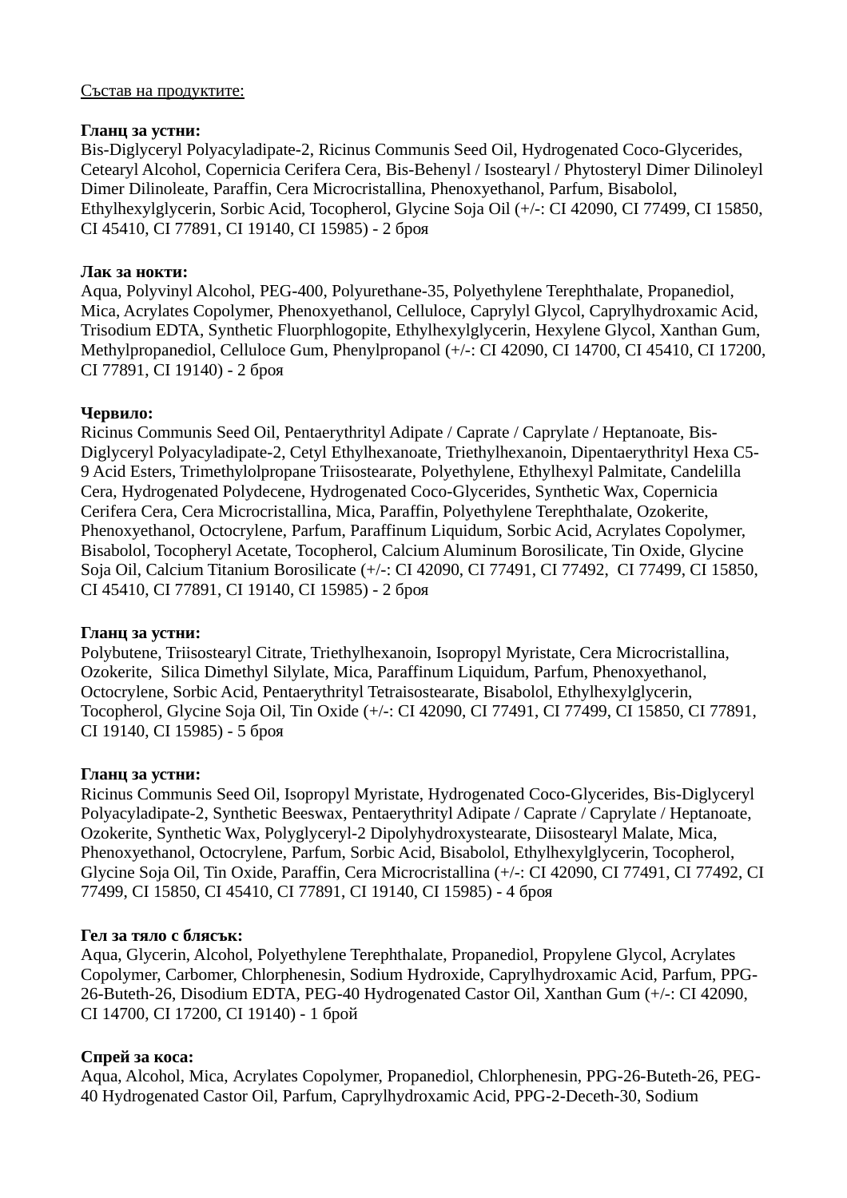Състав на продуктите:

**Гланц за устни:**
Bis-Diglyceryl Polyacyladipate-2, Ricinus Communis Seed Oil, Hydrogenated Coco-Glycerides, Cetearyl Alcohol, Copernicia Cerifera Cera, Bis-Behenyl / Isostearyl / Phytosteryl Dimer Dilinoleyl Dimer Dilinoleate, Paraffin, Cera Microcristallina, Phenoxyethanol, Parfum, Bisabolol, Ethylhexylglycerin, Sorbic Acid, Tocopherol, Glycine Soja Oil (+/-: CI 42090, CI 77499, CI 15850, CI 45410, CI 77891, CI 19140, CI 15985) - 2 броя

**Лак за нокти:**
Aqua, Polyvinyl Alcohol, PEG-400, Polyurethane-35, Polyethylene Terephthalate, Propanediol, Mica, Acrylates Copolymer, Phenoxyethanol, Celluloce, Caprylyl Glycol, Caprylhydroxamic Acid, Trisodium EDTA, Synthetic Fluorphlogopite, Ethylhexylglycerin, Hexylene Glycol, Xanthan Gum, Methylpropanediol, Celluloce Gum, Phenylpropanol (+/-: CI 42090, CI 14700, CI 45410, CI 17200, CI 77891, CI 19140) - 2 броя

**Червило:**
Ricinus Communis Seed Oil, Pentaerythrityl Adipate / Caprate / Caprylate / Heptanoate, Bis-Diglyceryl Polyacyladipate-2, Cetyl Ethylhexanoate, Triethylhexanoin, Dipentaerythrityl Hexa C5-9 Acid Esters, Trimethylolpropane Triisostearate, Polyethylene, Ethylhexyl Palmitate, Candelilla Cera, Hydrogenated Polydecene, Hydrogenated Coco-Glycerides, Synthetic Wax, Copernicia Cerifera Cera, Cera Microcristallina, Mica, Paraffin, Polyethylene Terephthalate, Ozokerite, Phenoxyethanol, Octocrylene, Parfum, Paraffinum Liquidum, Sorbic Acid, Acrylates Copolymer, Bisabolol, Tocopheryl Acetate, Tocopherol, Calcium Aluminum Borosilicate, Tin Oxide, Glycine Soja Oil, Calcium Titanium Borosilicate (+/-: CI 42090, CI 77491, CI 77492, CI 77499, CI 15850, CI 45410, CI 77891, CI 19140, CI 15985) - 2 броя

**Гланц за устни:**
Polybutene, Triisostearyl Citrate, Triethylhexanoin, Isopropyl Myristate, Cera Microcristallina, Ozokerite, Silica Dimethyl Silylate, Mica, Paraffinum Liquidum, Parfum, Phenoxyethanol, Octocrylene, Sorbic Acid, Pentaerythrityl Tetraisostearate, Bisabolol, Ethylhexylglycerin, Tocopherol, Glycine Soja Oil, Tin Oxide (+/-: CI 42090, CI 77491, CI 77499, CI 15850, CI 77891, CI 19140, CI 15985) - 5 броя

**Гланц за устни:**
Ricinus Communis Seed Oil, Isopropyl Myristate, Hydrogenated Coco-Glycerides, Bis-Diglyceryl Polyacyladipate-2, Synthetic Beeswax, Pentaerythrityl Adipate / Caprate / Caprylate / Heptanoate, Ozokerite, Synthetic Wax, Polyglyceryl-2 Dipolyhydroxystearate, Diisostearyl Malate, Mica, Phenoxyethanol, Octocrylene, Parfum, Sorbic Acid, Bisabolol, Ethylhexylglycerin, Tocopherol, Glycine Soja Oil, Tin Oxide, Paraffin, Cera Microcristallina (+/-: CI 42090, CI 77491, CI 77492, CI 77499, CI 15850, CI 45410, CI 77891, CI 19140, CI 15985) - 4 броя

**Гел за тяло с блясък:**
Aqua, Glycerin, Alcohol, Polyethylene Terephthalate, Propanediol, Propylene Glycol, Acrylates Copolymer, Carbomer, Chlorphenesin, Sodium Hydroxide, Caprylhydroxamic Acid, Parfum, PPG-26-Buteth-26, Disodium EDTA, PEG-40 Hydrogenated Castor Oil, Xanthan Gum (+/-: CI 42090, CI 14700, CI 17200, CI 19140) - 1 брой

**Спрей за коса:**
Aqua, Alcohol, Mica, Acrylates Copolymer, Propanediol, Chlorphenesin, PPG-26-Buteth-26, PEG-40 Hydrogenated Castor Oil, Parfum, Caprylhydroxamic Acid, PPG-2-Deceth-30, Sodium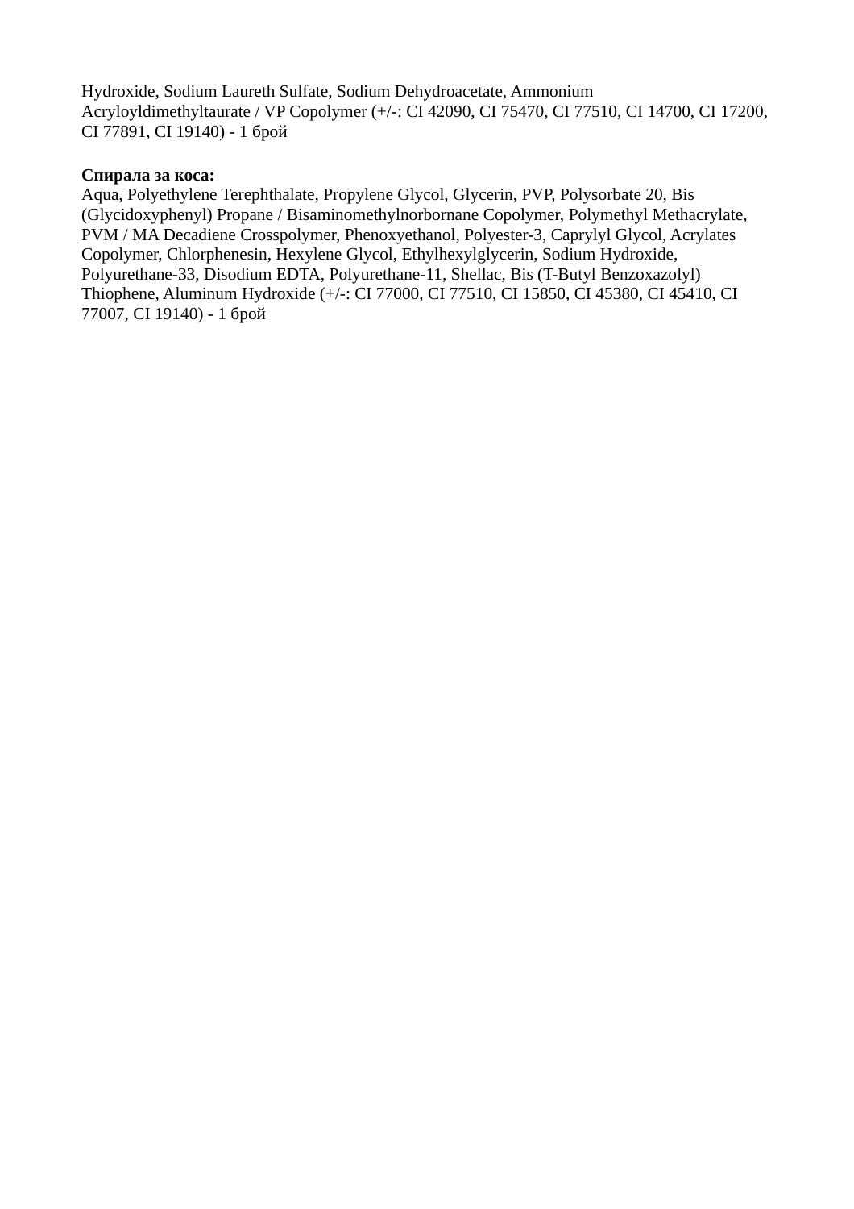Hydroxide, Sodium Laureth Sulfate, Sodium Dehydroacetate, Ammonium Acryloyldimethyltaurate / VP Copolymer (+/-: CI 42090, CI 75470, CI 77510, CI 14700, CI 17200, CI 77891, CI 19140) - 1 брой

**Спирала за коса:**
Aqua, Polyethylene Terephthalate, Propylene Glycol, Glycerin, PVP, Polysorbate 20, Bis (Glycidoxyphenyl) Propane / Bisaminomethylnorbornane Copolymer, Polymethyl Methacrylate, PVM / MA Decadiene Crosspolymer, Phenoxyethanol, Polyester-3, Caprylyl Glycol, Acrylates Copolymer, Chlorphenesin, Hexylene Glycol, Ethylhexylglycerin, Sodium Hydroxide, Polyurethane-33, Disodium EDTA, Polyurethane-11, Shellac, Bis (T-Butyl Benzoxazolyl) Thiophene, Aluminum Hydroxide (+/-: CI 77000, CI 77510, CI 15850, CI 45380, CI 45410, CI 77007, CI 19140) - 1 брой